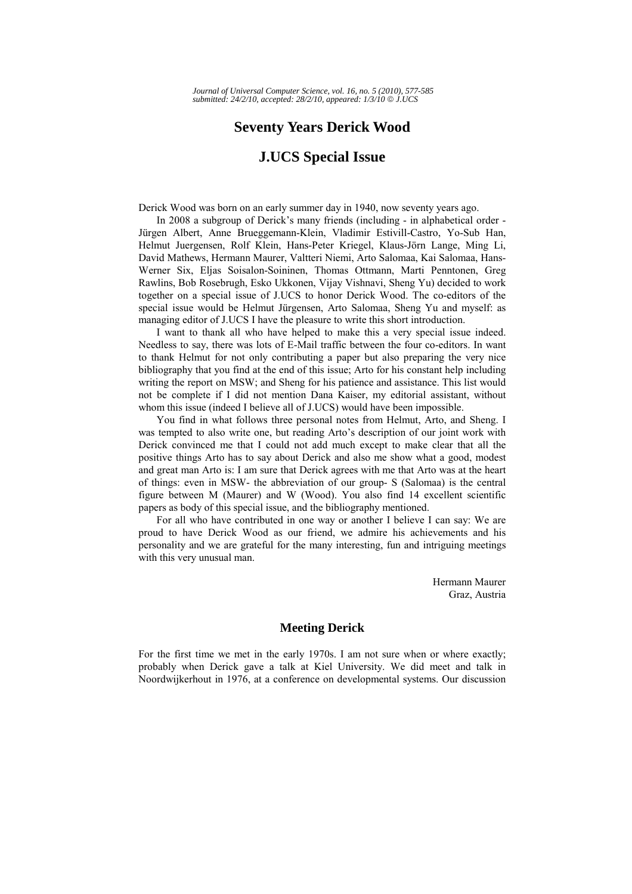# Seventy Years Derick Wood

# J.UCS Special Issue

Derick Wood was born on an early summer day in 1940, now seventy years ago.

In 2008 a subgroup of Derick's many friends (including - in alphabetical order - Jürgen Albert, Anne Brueggemann-Klein, Vladimir Estivill-Castro, Yo-Sub Han, Helmut Juergensen, Rolf Klein, Hans-Peter Kriegel, Klaus-Jörn Lange, Ming Li, David Mathews, Hermann Maurer, Valtteri Niemi, Arto Salomaa, Kai Salomaa, Hans-Werner Six, Eljas Soisalon-Soininen, Thomas Ottmann, Marti Penntonen, Greg Rawlins, Bob Rosebrugh, Esko Ukkonen, Vijay Vishnavi, Sheng Yu) decided to work together on a special issue of J.UCS to honor Derick Wood. The co-editors of the special issue would be Helmut Jürgensen, Arto Salomaa, Sheng Yu and myself: as managing editor of J.UCS I have the pleasure to write this short introduction.

I want to thank all who have helped to make this a very special issue indeed. Needless to say, there was lots of E-Mail traffic between the four co-editors. In want to thank Helmut for not only contributing a paper but also preparing the very nice bibliography that you find at the end of this issue; Arto for his constant help including writing the report on MSW; and Sheng for his patience and assistance. This list would not be complete if I did not mention Dana Kaiser, my editorial assistant, without whom this issue (indeed I believe all of J.UCS) would have been impossible.

You find in what follows three personal notes from Helmut, Arto, and Sheng. I was tempted to also write one, but reading Arto's description of our joint work with Derick convinced me that I could not add much except to make clear that all the positive things Arto has to say about Derick and also me show what a good, modest and great man Arto is: I am sure that Derick agrees with me that Arto was at the heart of things: even in MSW- the abbreviation of our group- S (Salomaa) is the central figure between M (Maurer) and W (Wood). You also find 14 excellent scientific papers as body of this special issue, and the bibliography mentioned.

For all who have contributed in one way or another I believe I can say: We are proud to have Derick Wood as our friend, we admire his achievements and his personality and we are grateful for the many interesting, fun and intriguing meetings with this very unusual man.

Hermann Maurer
Graz, Austria

## Meeting Derick

For the first time we met in the early 1970s. I am not sure when or where exactly; probably when Derick gave a talk at Kiel University. We did meet and talk in Noordwijkerhout in 1976, at a conference on developmental systems. Our discussion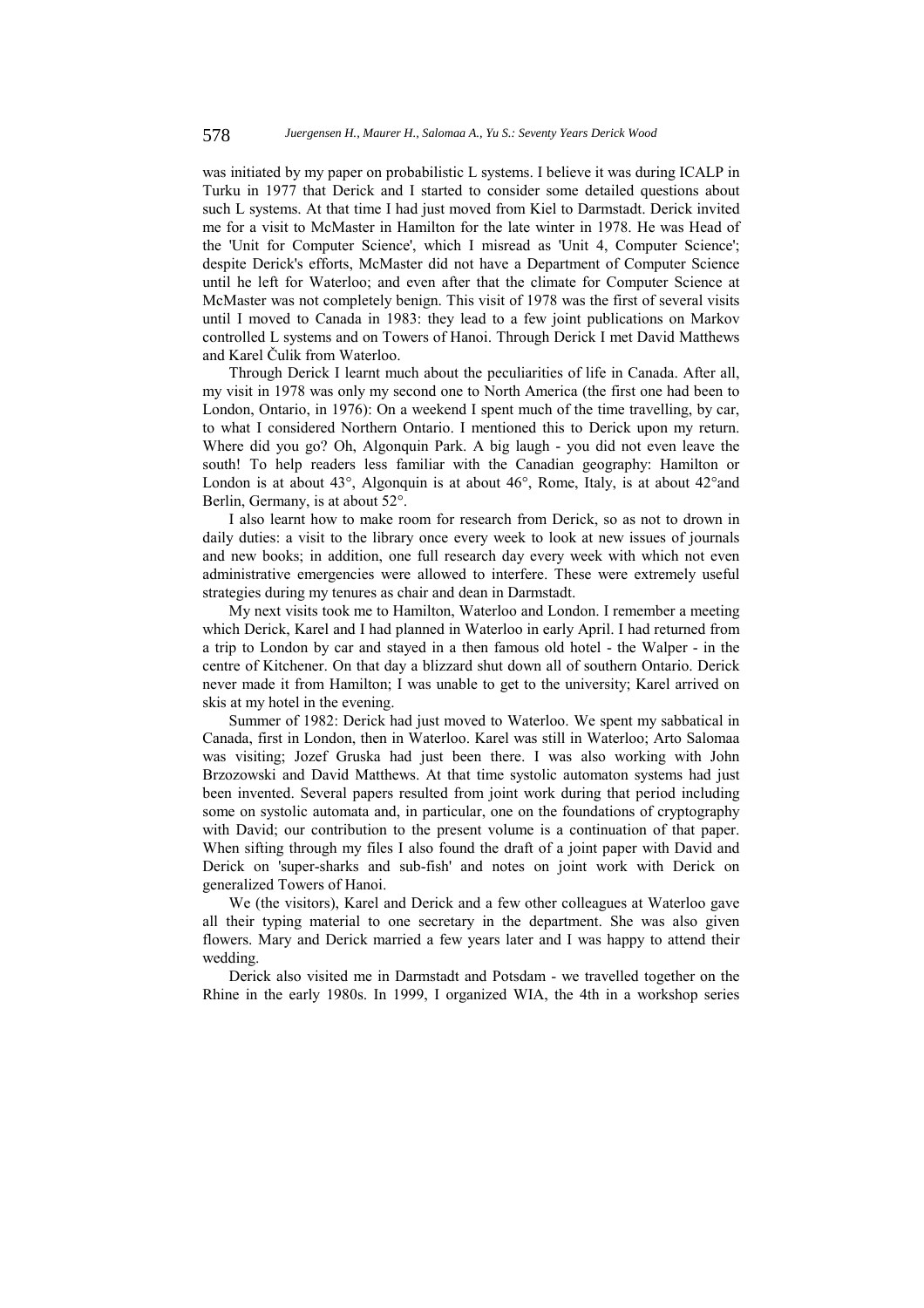was initiated by my paper on probabilistic L systems. I believe it was during ICALP in Turku in 1977 that Derick and I started to consider some detailed questions about such L systems. At that time I had just moved from Kiel to Darmstadt. Derick invited me for a visit to McMaster in Hamilton for the late winter in 1978. He was Head of the 'Unit for Computer Science', which I misread as 'Unit 4, Computer Science'; despite Derick's efforts, McMaster did not have a Department of Computer Science until he left for Waterloo; and even after that the climate for Computer Science at McMaster was not completely benign. This visit of 1978 was the first of several visits until I moved to Canada in 1983: they lead to a few joint publications on Markov controlled L systems and on Towers of Hanoi. Through Derick I met David Matthews and Karel Čulik from Waterloo.

Through Derick I learnt much about the peculiarities of life in Canada. After all, my visit in 1978 was only my second one to North America (the first one had been to London, Ontario, in 1976): On a weekend I spent much of the time travelling, by car, to what I considered Northern Ontario. I mentioned this to Derick upon my return. Where did you go? Oh, Algonquin Park. A big laugh - you did not even leave the south! To help readers less familiar with the Canadian geography: Hamilton or London is at about 43°, Algonquin is at about 46°, Rome, Italy, is at about 42°and Berlin, Germany, is at about 52°.

I also learnt how to make room for research from Derick, so as not to drown in daily duties: a visit to the library once every week to look at new issues of journals and new books; in addition, one full research day every week with which not even administrative emergencies were allowed to interfere. These were extremely useful strategies during my tenures as chair and dean in Darmstadt.

My next visits took me to Hamilton, Waterloo and London. I remember a meeting which Derick, Karel and I had planned in Waterloo in early April. I had returned from a trip to London by car and stayed in a then famous old hotel - the Walper - in the centre of Kitchener. On that day a blizzard shut down all of southern Ontario. Derick never made it from Hamilton; I was unable to get to the university; Karel arrived on skis at my hotel in the evening.

Summer of 1982: Derick had just moved to Waterloo. We spent my sabbatical in Canada, first in London, then in Waterloo. Karel was still in Waterloo; Arto Salomaa was visiting; Jozef Gruska had just been there. I was also working with John Brzozowski and David Matthews. At that time systolic automaton systems had just been invented. Several papers resulted from joint work during that period including some on systolic automata and, in particular, one on the foundations of cryptography with David; our contribution to the present volume is a continuation of that paper. When sifting through my files I also found the draft of a joint paper with David and Derick on 'super-sharks and sub-fish' and notes on joint work with Derick on generalized Towers of Hanoi.

We (the visitors), Karel and Derick and a few other colleagues at Waterloo gave all their typing material to one secretary in the department. She was also given flowers. Mary and Derick married a few years later and I was happy to attend their wedding.

Derick also visited me in Darmstadt and Potsdam - we travelled together on the Rhine in the early 1980s. In 1999, I organized WIA, the 4th in a workshop series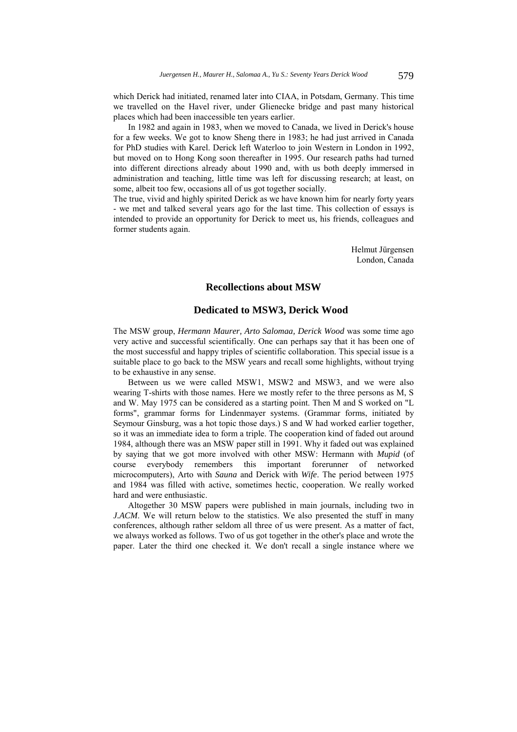which Derick had initiated, renamed later into CIAA, in Potsdam, Germany. This time we travelled on the Havel river, under Glienecke bridge and past many historical places which had been inaccessible ten years earlier.

In 1982 and again in 1983, when we moved to Canada, we lived in Derick's house for a few weeks. We got to know Sheng there in 1983; he had just arrived in Canada for PhD studies with Karel. Derick left Waterloo to join Western in London in 1992, but moved on to Hong Kong soon thereafter in 1995. Our research paths had turned into different directions already about 1990 and, with us both deeply immersed in administration and teaching, little time was left for discussing research; at least, on some, albeit too few, occasions all of us got together socially.

The true, vivid and highly spirited Derick as we have known him for nearly forty years - we met and talked several years ago for the last time. This collection of essays is intended to provide an opportunity for Derick to meet us, his friends, colleagues and former students again.

Helmut Jürgensen
London, Canada

## Recollections about MSW

## Dedicated to MSW3, Derick Wood

The MSW group, *Hermann Maurer, Arto Salomaa, Derick Wood* was some time ago very active and successful scientifically. One can perhaps say that it has been one of the most successful and happy triples of scientific collaboration. This special issue is a suitable place to go back to the MSW years and recall some highlights, without trying to be exhaustive in any sense.

Between us we were called MSW1, MSW2 and MSW3, and we were also wearing T-shirts with those names. Here we mostly refer to the three persons as M, S and W. May 1975 can be considered as a starting point. Then M and S worked on "L forms", grammar forms for Lindenmayer systems. (Grammar forms, initiated by Seymour Ginsburg, was a hot topic those days.) S and W had worked earlier together, so it was an immediate idea to form a triple. The cooperation kind of faded out around 1984, although there was an MSW paper still in 1991. Why it faded out was explained by saying that we got more involved with other MSW: Hermann with *Mupid* (of course everybody remembers this important forerunner of networked microcomputers), Arto with *Sauna* and Derick with *Wife*. The period between 1975 and 1984 was filled with active, sometimes hectic, cooperation. We really worked hard and were enthusiastic.

Altogether 30 MSW papers were published in main journals, including two in *J.ACM*. We will return below to the statistics. We also presented the stuff in many conferences, although rather seldom all three of us were present. As a matter of fact, we always worked as follows. Two of us got together in the other's place and wrote the paper. Later the third one checked it. We don't recall a single instance where we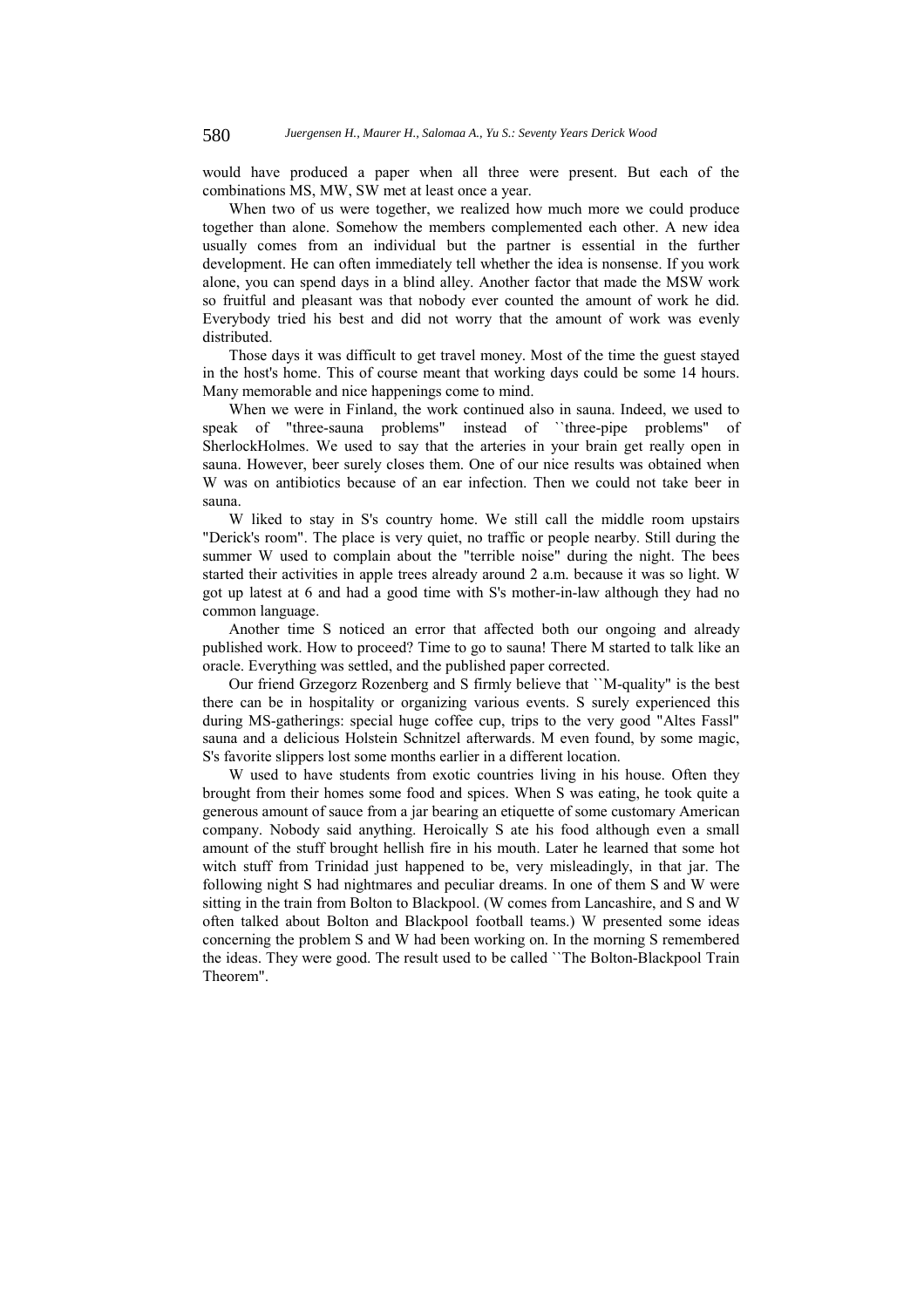would have produced a paper when all three were present. But each of the combinations MS, MW, SW met at least once a year.

When two of us were together, we realized how much more we could produce together than alone. Somehow the members complemented each other. A new idea usually comes from an individual but the partner is essential in the further development. He can often immediately tell whether the idea is nonsense. If you work alone, you can spend days in a blind alley. Another factor that made the MSW work so fruitful and pleasant was that nobody ever counted the amount of work he did. Everybody tried his best and did not worry that the amount of work was evenly distributed.

Those days it was difficult to get travel money. Most of the time the guest stayed in the host's home. This of course meant that working days could be some 14 hours. Many memorable and nice happenings come to mind.

When we were in Finland, the work continued also in sauna. Indeed, we used to speak of "three-sauna problems" instead of ``three-pipe problems" of SherlockHolmes. We used to say that the arteries in your brain get really open in sauna. However, beer surely closes them. One of our nice results was obtained when W was on antibiotics because of an ear infection. Then we could not take beer in sauna.

W liked to stay in S's country home. We still call the middle room upstairs "Derick's room". The place is very quiet, no traffic or people nearby. Still during the summer W used to complain about the "terrible noise" during the night. The bees started their activities in apple trees already around 2 a.m. because it was so light. W got up latest at 6 and had a good time with S's mother-in-law although they had no common language.

Another time S noticed an error that affected both our ongoing and already published work. How to proceed? Time to go to sauna! There M started to talk like an oracle. Everything was settled, and the published paper corrected.

Our friend Grzegorz Rozenberg and S firmly believe that ``M-quality" is the best there can be in hospitality or organizing various events. S surely experienced this during MS-gatherings: special huge coffee cup, trips to the very good "Altes Fassl" sauna and a delicious Holstein Schnitzel afterwards. M even found, by some magic, S's favorite slippers lost some months earlier in a different location.

W used to have students from exotic countries living in his house. Often they brought from their homes some food and spices. When S was eating, he took quite a generous amount of sauce from a jar bearing an etiquette of some customary American company. Nobody said anything. Heroically S ate his food although even a small amount of the stuff brought hellish fire in his mouth. Later he learned that some hot witch stuff from Trinidad just happened to be, very misleadingly, in that jar. The following night S had nightmares and peculiar dreams. In one of them S and W were sitting in the train from Bolton to Blackpool. (W comes from Lancashire, and S and W often talked about Bolton and Blackpool football teams.) W presented some ideas concerning the problem S and W had been working on. In the morning S remembered the ideas. They were good. The result used to be called ``The Bolton-Blackpool Train Theorem".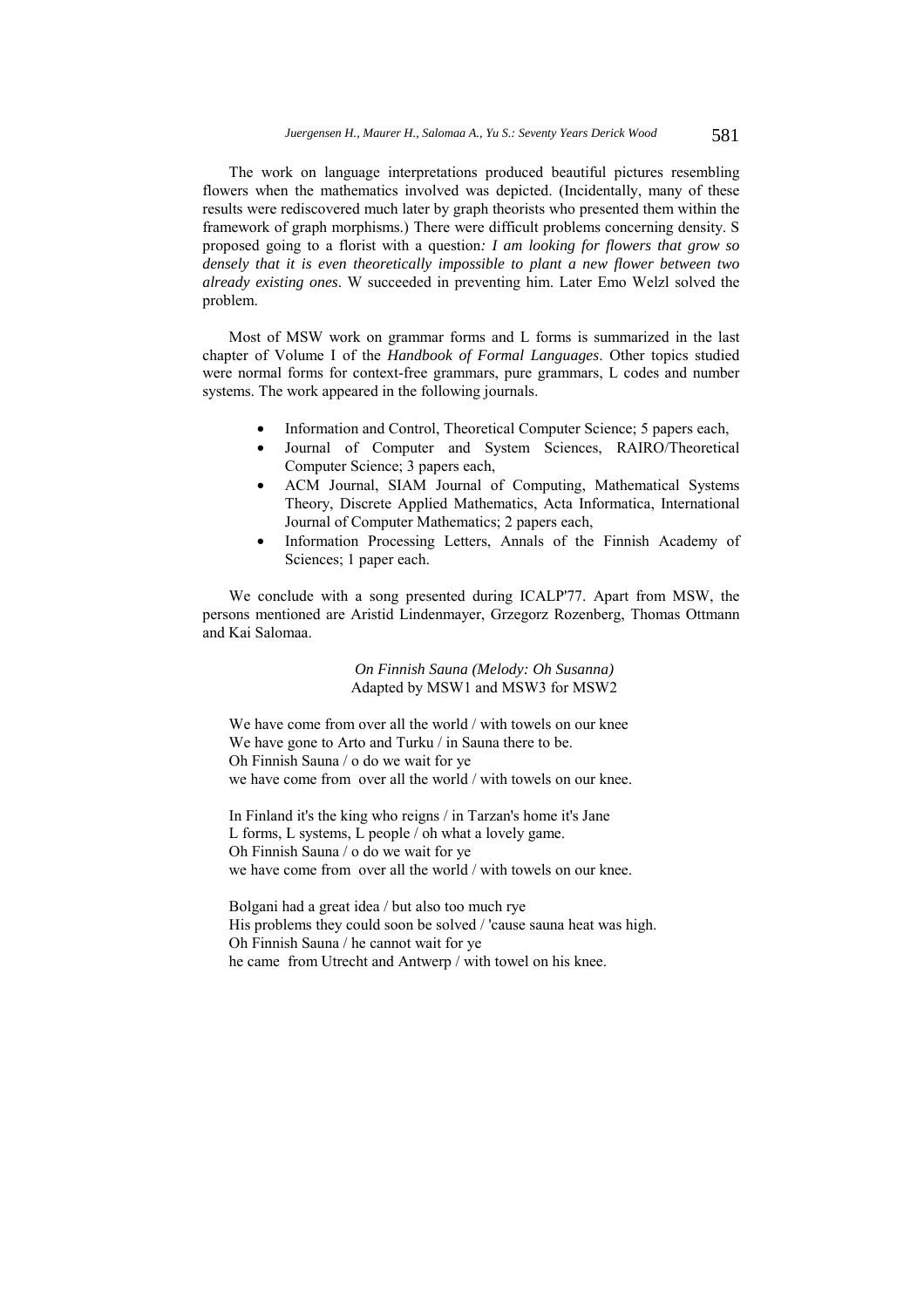The work on language interpretations produced beautiful pictures resembling flowers when the mathematics involved was depicted. (Incidentally, many of these results were rediscovered much later by graph theorists who presented them within the framework of graph morphisms.) There were difficult problems concerning density. S proposed going to a florist with a question*: I am looking for flowers that grow so densely that it is even theoretically impossible to plant a new flower between two already existing ones*. W succeeded in preventing him. Later Emo Welzl solved the problem.

Most of MSW work on grammar forms and L forms is summarized in the last chapter of Volume I of the *Handbook of Formal Languages*. Other topics studied were normal forms for context-free grammars, pure grammars, L codes and number systems. The work appeared in the following journals.

- Information and Control, Theoretical Computer Science; 5 papers each,
- Journal of Computer and System Sciences, RAIRO/Theoretical Computer Science; 3 papers each,
- ACM Journal, SIAM Journal of Computing, Mathematical Systems Theory, Discrete Applied Mathematics, Acta Informatica, International Journal of Computer Mathematics; 2 papers each,
- Information Processing Letters, Annals of the Finnish Academy of Sciences; 1 paper each.

We conclude with a song presented during ICALP'77. Apart from MSW, the persons mentioned are Aristid Lindenmayer, Grzegorz Rozenberg, Thomas Ottmann and Kai Salomaa.

*On Finnish Sauna (Melody: Oh Susanna)*
Adapted by MSW1 and MSW3 for MSW2

We have come from over all the world / with towels on our knee
We have gone to Arto and Turku / in Sauna there to be.
Oh Finnish Sauna / o do we wait for ye
we have come from over all the world / with towels on our knee.

In Finland it's the king who reigns / in Tarzan's home it's Jane
L forms, L systems, L people / oh what a lovely game.
Oh Finnish Sauna / o do we wait for ye
we have come from over all the world / with towels on our knee.

Bolgani had a great idea / but also too much rye
His problems they could soon be solved / 'cause sauna heat was high.
Oh Finnish Sauna / he cannot wait for ye
he came from Utrecht and Antwerp / with towel on his knee.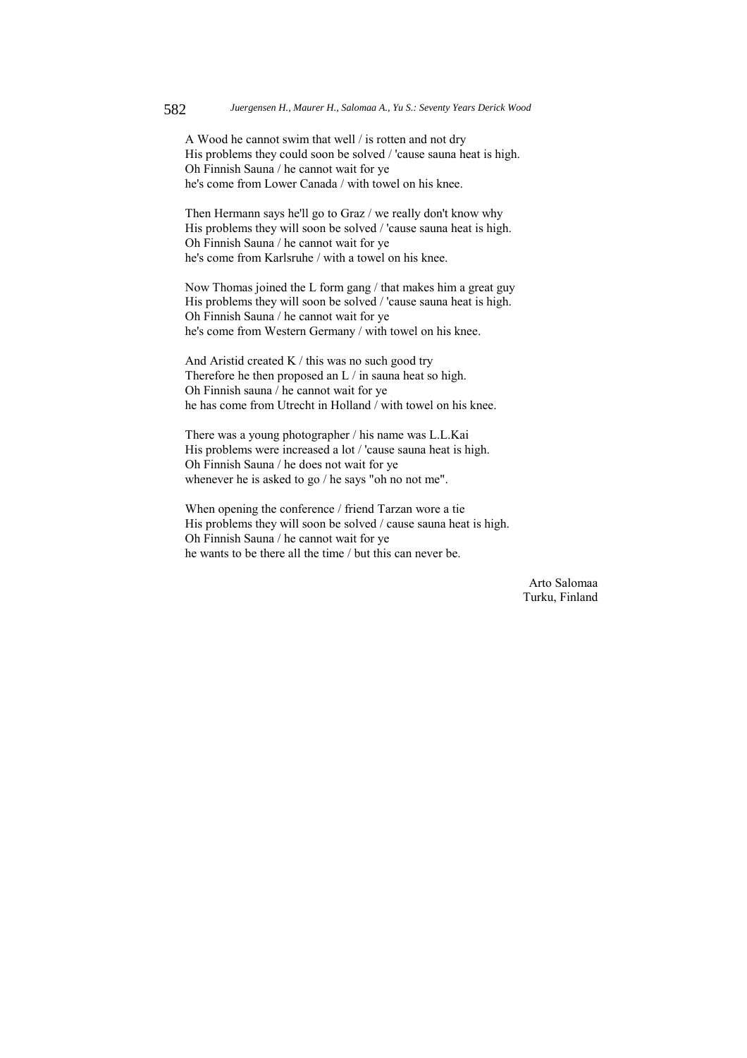A Wood he cannot swim that well / is rotten and not dry
His problems they could soon be solved / 'cause sauna heat is high.
Oh Finnish Sauna / he cannot wait for ye
he's come from Lower Canada / with towel on his knee.

Then Hermann says he'll go to Graz / we really don't know why
His problems they will soon be solved / 'cause sauna heat is high.
Oh Finnish Sauna / he cannot wait for ye
he's come from Karlsruhe / with a towel on his knee.

Now Thomas joined the L form gang / that makes him a great guy
His problems they will soon be solved / 'cause sauna heat is high.
Oh Finnish Sauna / he cannot wait for ye
he's come from Western Germany / with towel on his knee.

And Aristid created K / this was no such good try
Therefore he then proposed an L / in sauna heat so high.
Oh Finnish sauna / he cannot wait for ye
he has come from Utrecht in Holland / with towel on his knee.

There was a young photographer / his name was L.L.Kai
His problems were increased a lot / 'cause sauna heat is high.
Oh Finnish Sauna / he does not wait for ye
whenever he is asked to go / he says "oh no not me".

When opening the conference / friend Tarzan wore a tie
His problems they will soon be solved / cause sauna heat is high.
Oh Finnish Sauna / he cannot wait for ye
he wants to be there all the time / but this can never be.

Arto Salomaa
Turku, Finland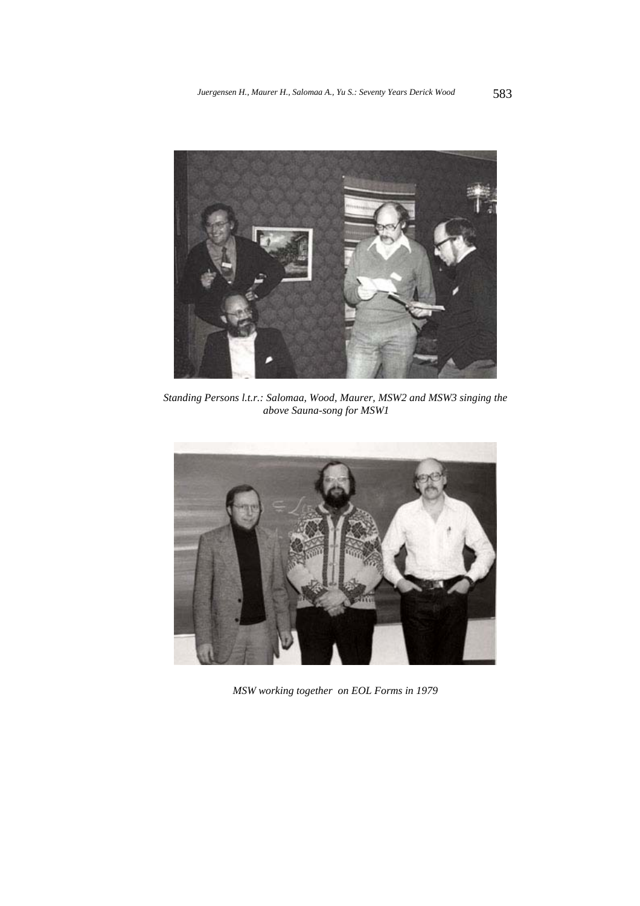*Standing Persons l.t.r.: Salomaa, Wood, Maurer, MSW2 and MSW3 singing the above Sauna-song for MSW1*

*MSW working together on EOL Forms in 1979*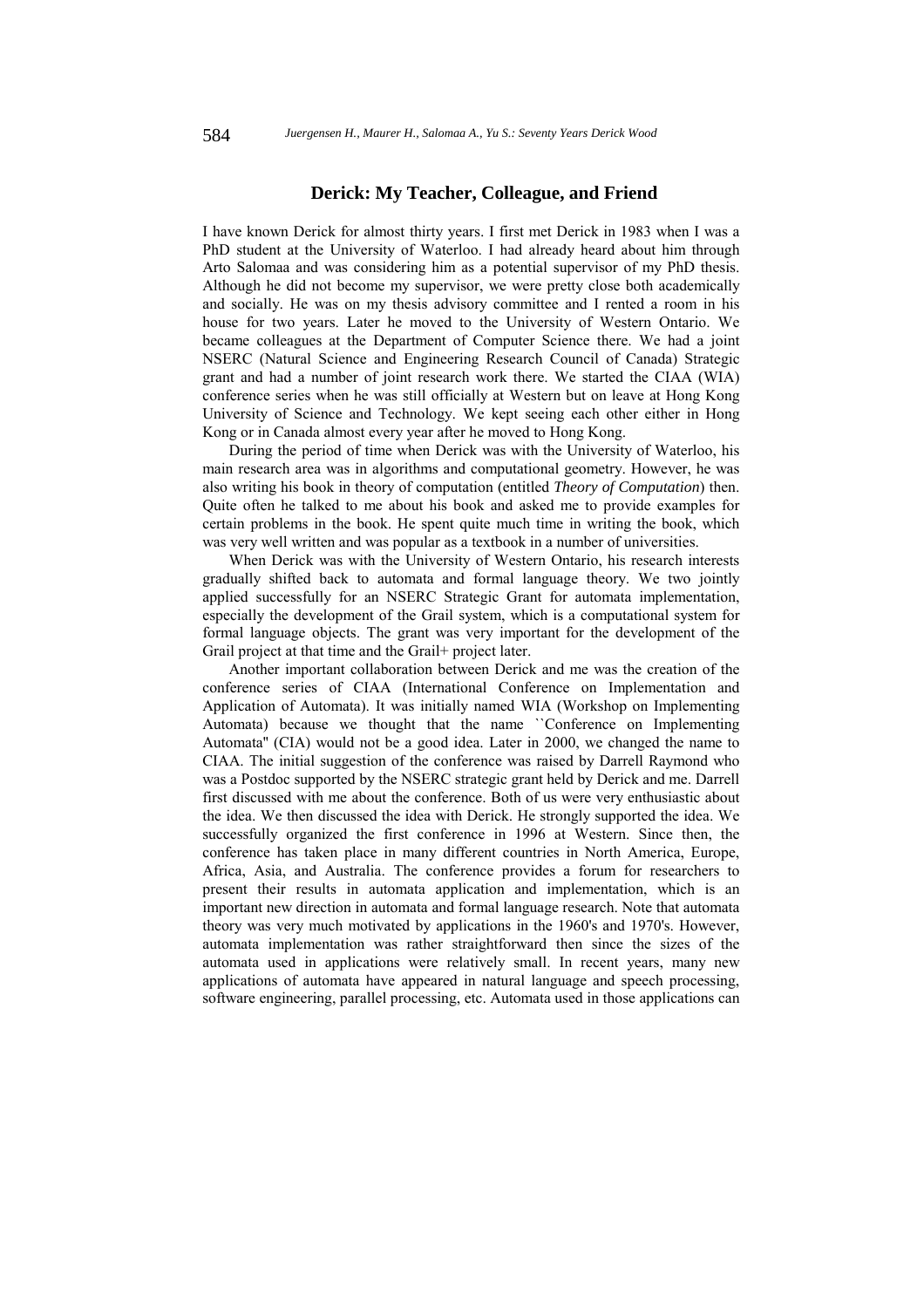## Derick: My Teacher, Colleague, and Friend

I have known Derick for almost thirty years. I first met Derick in 1983 when I was a PhD student at the University of Waterloo. I had already heard about him through Arto Salomaa and was considering him as a potential supervisor of my PhD thesis. Although he did not become my supervisor, we were pretty close both academically and socially. He was on my thesis advisory committee and I rented a room in his house for two years. Later he moved to the University of Western Ontario. We became colleagues at the Department of Computer Science there. We had a joint NSERC (Natural Science and Engineering Research Council of Canada) Strategic grant and had a number of joint research work there. We started the CIAA (WIA) conference series when he was still officially at Western but on leave at Hong Kong University of Science and Technology. We kept seeing each other either in Hong Kong or in Canada almost every year after he moved to Hong Kong.

During the period of time when Derick was with the University of Waterloo, his main research area was in algorithms and computational geometry. However, he was also writing his book in theory of computation (entitled *Theory of Computation*) then. Quite often he talked to me about his book and asked me to provide examples for certain problems in the book. He spent quite much time in writing the book, which was very well written and was popular as a textbook in a number of universities.

When Derick was with the University of Western Ontario, his research interests gradually shifted back to automata and formal language theory. We two jointly applied successfully for an NSERC Strategic Grant for automata implementation, especially the development of the Grail system, which is a computational system for formal language objects. The grant was very important for the development of the Grail project at that time and the Grail+ project later.

Another important collaboration between Derick and me was the creation of the conference series of CIAA (International Conference on Implementation and Application of Automata). It was initially named WIA (Workshop on Implementing Automata) because we thought that the name ``Conference on Implementing Automata'' (CIA) would not be a good idea. Later in 2000, we changed the name to CIAA. The initial suggestion of the conference was raised by Darrell Raymond who was a Postdoc supported by the NSERC strategic grant held by Derick and me. Darrell first discussed with me about the conference. Both of us were very enthusiastic about the idea. We then discussed the idea with Derick. He strongly supported the idea. We successfully organized the first conference in 1996 at Western. Since then, the conference has taken place in many different countries in North America, Europe, Africa, Asia, and Australia. The conference provides a forum for researchers to present their results in automata application and implementation, which is an important new direction in automata and formal language research. Note that automata theory was very much motivated by applications in the 1960's and 1970's. However, automata implementation was rather straightforward then since the sizes of the automata used in applications were relatively small. In recent years, many new applications of automata have appeared in natural language and speech processing, software engineering, parallel processing, etc. Automata used in those applications can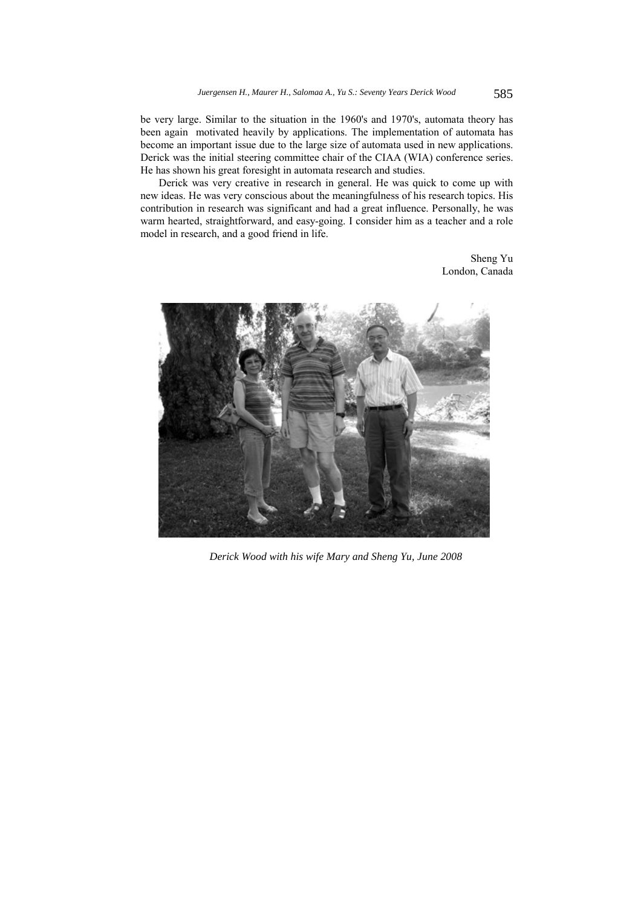be very large. Similar to the situation in the 1960's and 1970's, automata theory has been again motivated heavily by applications. The implementation of automata has become an important issue due to the large size of automata used in new applications. Derick was the initial steering committee chair of the CIAA (WIA) conference series. He has shown his great foresight in automata research and studies.

Derick was very creative in research in general. He was quick to come up with new ideas. He was very conscious about the meaningfulness of his research topics. His contribution in research was significant and had a great influence. Personally, he was warm hearted, straightforward, and easy-going. I consider him as a teacher and a role model in research, and a good friend in life.

Sheng Yu
London, Canada

*Derick Wood with his wife Mary and Sheng Yu, June 2008*